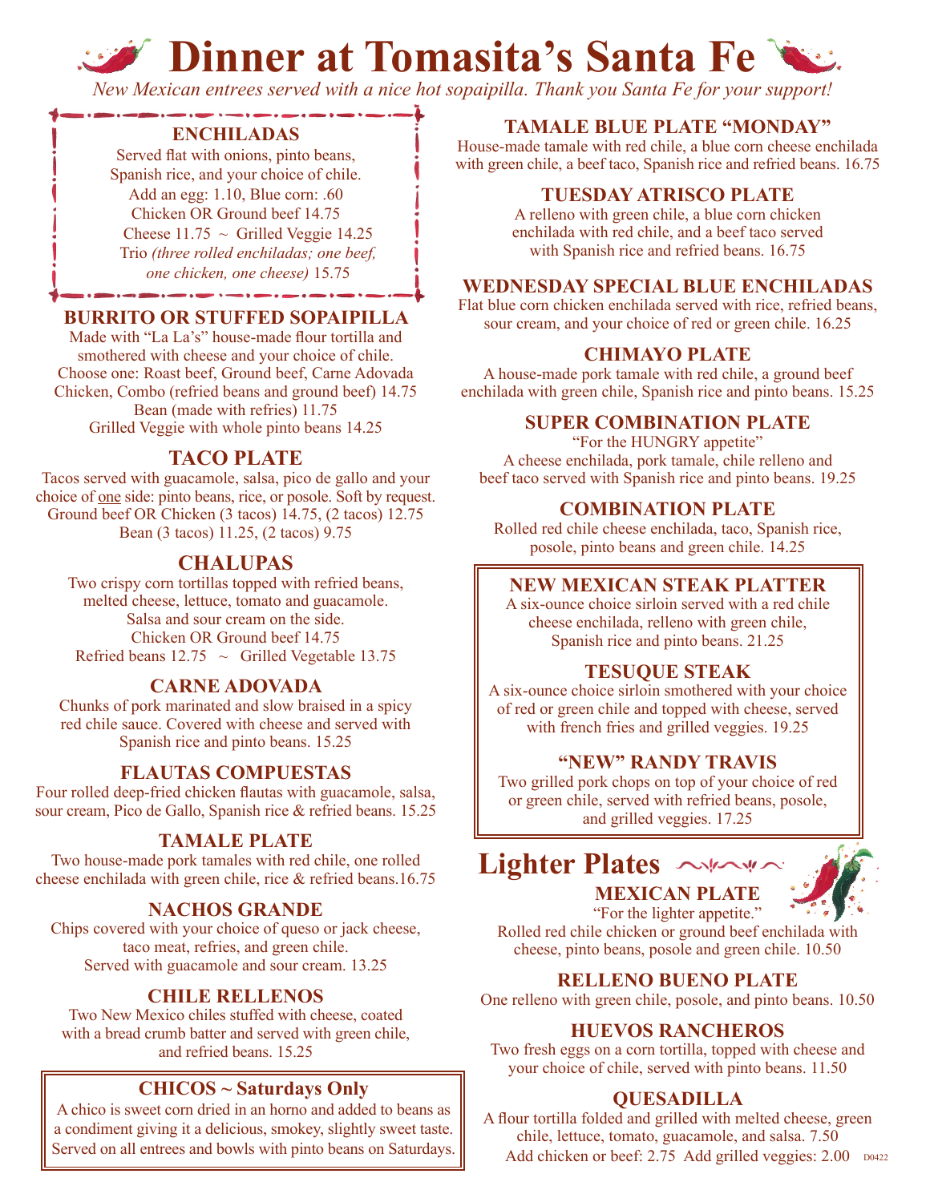# Dinner at Tomasita's Santa Fe

*New Mexican entrees served with a nice hot sopaipilla. Thank you Santa Fe for your support!*

### ENCHILADAS

Served flat with onions, pinto beans, Spanish rice, and your choice of chile.
Add an egg: 1.10, Blue corn: .60
Chicken OR Ground beef 14.75
Cheese 11.75 ~ Grilled Veggie 14.25
Trio *(three rolled enchiladas; one beef, one chicken, one cheese)* 15.75

### BURRITO OR STUFFED SOPAIPILLA

Made with "La La's" house-made flour tortilla and smothered with cheese and your choice of chile.
Choose one: Roast beef, Ground beef, Carne Adovada Chicken, Combo (refried beans and ground beef) 14.75
Bean (made with refries) 11.75
Grilled Veggie with whole pinto beans 14.25

### TACO PLATE

Tacos served with guacamole, salsa, pico de gallo and your choice of one side: pinto beans, rice, or posole. Soft by request.
Ground beef OR Chicken (3 tacos) 14.75, (2 tacos) 12.75
Bean (3 tacos) 11.25, (2 tacos) 9.75

### CHALUPAS

Two crispy corn tortillas topped with refried beans, melted cheese, lettuce, tomato and guacamole.
Salsa and sour cream on the side.
Chicken OR Ground beef 14.75
Refried beans 12.75 ~ Grilled Vegetable 13.75

### CARNE ADOVADA

Chunks of pork marinated and slow braised in a spicy red chile sauce. Covered with cheese and served with Spanish rice and pinto beans. 15.25

### FLAUTAS COMPUESTAS

Four rolled deep-fried chicken flautas with guacamole, salsa, sour cream, Pico de Gallo, Spanish rice & refried beans. 15.25

### TAMALE PLATE

Two house-made pork tamales with red chile, one rolled cheese enchilada with green chile, rice & refried beans.16.75

### NACHOS GRANDE

Chips covered with your choice of queso or jack cheese, taco meat, refries, and green chile.
Served with guacamole and sour cream. 13.25

### CHILE RELLENOS

Two New Mexico chiles stuffed with cheese, coated with a bread crumb batter and served with green chile, and refried beans. 15.25

### CHICOS ~ Saturdays Only

A chico is sweet corn dried in an horno and added to beans as a condiment giving it a delicious, smokey, slightly sweet taste. Served on all entrees and bowls with pinto beans on Saturdays.

### TAMALE BLUE PLATE "MONDAY"

House-made tamale with red chile, a blue corn cheese enchilada with green chile, a beef taco, Spanish rice and refried beans. 16.75

### TUESDAY ATRISCO PLATE

A relleno with green chile, a blue corn chicken enchilada with red chile, and a beef taco served with Spanish rice and refried beans. 16.75

### WEDNESDAY SPECIAL BLUE ENCHILADAS

Flat blue corn chicken enchilada served with rice, refried beans, sour cream, and your choice of red or green chile. 16.25

### CHIMAYO PLATE

A house-made pork tamale with red chile, a ground beef enchilada with green chile, Spanish rice and pinto beans. 15.25

### SUPER COMBINATION PLATE

"For the HUNGRY appetite"
A cheese enchilada, pork tamale, chile relleno and beef taco served with Spanish rice and pinto beans. 19.25

### COMBINATION PLATE

Rolled red chile cheese enchilada, taco, Spanish rice, posole, pinto beans and green chile. 14.25

### NEW MEXICAN STEAK PLATTER

A six-ounce choice sirloin served with a red chile cheese enchilada, relleno with green chile, Spanish rice and pinto beans. 21.25

### TESUQUE STEAK

A six-ounce choice sirloin smothered with your choice of red or green chile and topped with cheese, served with french fries and grilled veggies. 19.25

### "NEW" RANDY TRAVIS

Two grilled pork chops on top of your choice of red or green chile, served with refried beans, posole, and grilled veggies. 17.25

## Lighter Plates

### MEXICAN PLATE

"For the lighter appetite."
Rolled red chile chicken or ground beef enchilada with cheese, pinto beans, posole and green chile. 10.50

### RELLENO BUENO PLATE

One relleno with green chile, posole, and pinto beans. 10.50

### HUEVOS RANCHEROS

Two fresh eggs on a corn tortilla, topped with cheese and your choice of chile, served with pinto beans. 11.50

### QUESADILLA

A flour tortilla folded and grilled with melted cheese, green chile, lettuce, tomato, guacamole, and salsa. 7.50
Add chicken or beef: 2.75 Add grilled veggies: 2.00

D0422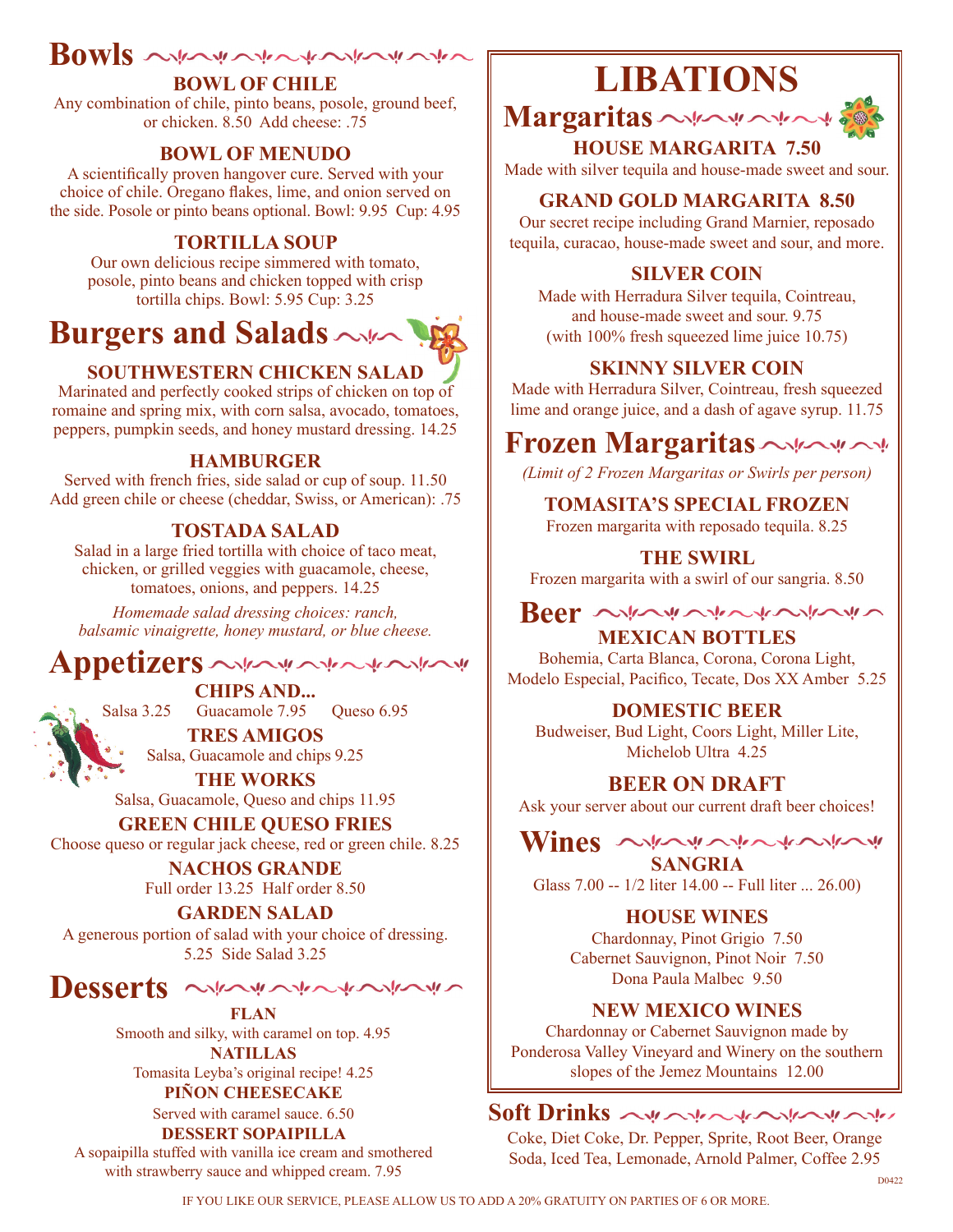# Bowls

### BOWL OF CHILE

Any combination of chile, pinto beans, posole, ground beef, or chicken. 8.50 Add cheese: .75

### BOWL OF MENUDO

A scientifically proven hangover cure. Served with your choice of chile. Oregano flakes, lime, and onion served on the side. Posole or pinto beans optional. Bowl: 9.95 Cup: 4.95

### TORTILLA SOUP

Our own delicious recipe simmered with tomato, posole, pinto beans and chicken topped with crisp tortilla chips. Bowl: 5.95 Cup: 3.25

# Burgers and Salads

### SOUTHWESTERN CHICKEN SALAD

Marinated and perfectly cooked strips of chicken on top of romaine and spring mix, with corn salsa, avocado, tomatoes, peppers, pumpkin seeds, and honey mustard dressing. 14.25

### HAMBURGER

Served with french fries, side salad or cup of soup. 11.50
Add green chile or cheese (cheddar, Swiss, or American): .75

### TOSTADA SALAD

Salad in a large fried tortilla with choice of taco meat, chicken, or grilled veggies with guacamole, cheese, tomatoes, onions, and peppers. 14.25

*Homemade salad dressing choices: ranch, balsamic vinaigrette, honey mustard, or blue cheese.*

# Appetizers

### CHIPS AND...

Salsa 3.25 Guacamole 7.95 Queso 6.95

### TRES AMIGOS

Salsa, Guacamole and chips 9.25

### THE WORKS

Salsa, Guacamole, Queso and chips 11.95

### GREEN CHILE QUESO FRIES

Choose queso or regular jack cheese, red or green chile. 8.25

### NACHOS GRANDE

Full order 13.25 Half order 8.50

### GARDEN SALAD

A generous portion of salad with your choice of dressing. 5.25 Side Salad 3.25

# Desserts

### FLAN

Smooth and silky, with caramel on top. 4.95

### NATILLAS

Tomasita Leyba's original recipe! 4.25

### PIÑON CHEESECAKE

Served with caramel sauce. 6.50

### DESSERT SOPAIPILLA

A sopaipilla stuffed with vanilla ice cream and smothered with strawberry sauce and whipped cream. 7.95

# LIBATIONS

## Margaritas

### HOUSE MARGARITA 7.50

Made with silver tequila and house-made sweet and sour.

### GRAND GOLD MARGARITA 8.50

Our secret recipe including Grand Marnier, reposado tequila, curacao, house-made sweet and sour, and more.

### SILVER COIN

Made with Herradura Silver tequila, Cointreau, and house-made sweet and sour. 9.75
(with 100% fresh squeezed lime juice 10.75)

### SKINNY SILVER COIN

Made with Herradura Silver, Cointreau, fresh squeezed lime and orange juice, and a dash of agave syrup. 11.75

## Frozen Margaritas

*(Limit of 2 Frozen Margaritas or Swirls per person)*

### TOMASITA'S SPECIAL FROZEN

Frozen margarita with reposado tequila. 8.25

### THE SWIRL

Frozen margarita with a swirl of our sangria. 8.50

## Beer

### MEXICAN BOTTLES

Bohemia, Carta Blanca, Corona, Corona Light, Modelo Especial, Pacifico, Tecate, Dos XX Amber 5.25

### DOMESTIC BEER

Budweiser, Bud Light, Coors Light, Miller Lite, Michelob Ultra 4.25

### BEER ON DRAFT

Ask your server about our current draft beer choices!

## Wines

### SANGRIA

Glass 7.00 -- 1/2 liter 14.00 -- Full liter ... 26.00)

### HOUSE WINES

Chardonnay, Pinot Grigio 7.50
Cabernet Sauvignon, Pinot Noir 7.50
Dona Paula Malbec 9.50

### NEW MEXICO WINES

Chardonnay or Cabernet Sauvignon made by Ponderosa Valley Vineyard and Winery on the southern slopes of the Jemez Mountains 12.00

## Soft Drinks

Coke, Diet Coke, Dr. Pepper, Sprite, Root Beer, Orange Soda, Iced Tea, Lemonade, Arnold Palmer, Coffee 2.95

D0422

IF YOU LIKE OUR SERVICE, PLEASE ALLOW US TO ADD A 20% GRATUITY ON PARTIES OF 6 OR MORE.